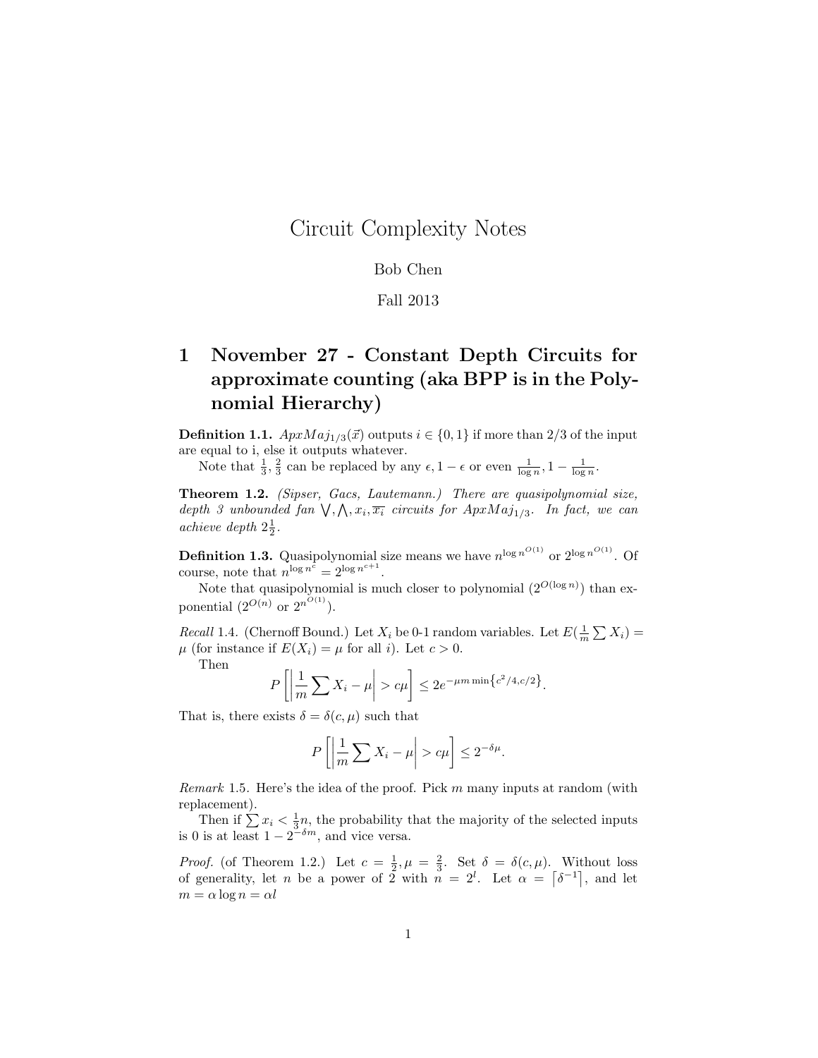# Circuit Complexity Notes

Bob Chen

Fall 2013

## 1 November 27 - Constant Depth Circuits for approximate counting (aka BPP is in the Polynomial Hierarchy)

**Definition 1.1.** $ApxMaj_{1/3}(\vec{x})$ outputs $i \in \{0, 1\}$ if more than 2/3 of the input are equal to i, else it outputs whatever.

Note that $\frac{1}{3}, \frac{2}{3}$ can be replaced by any $\epsilon, 1 - \epsilon$ or even $\frac{1}{\log n}, 1 - \frac{1}{\log n}$.

**Theorem 1.2.** *(Sipser, Gacs, Lautemann.) There are quasipolynomial size, depth 3 unbounded fan $\bigvee, \bigwedge, x_i, \overline{x_i}$ circuits for $ApxMaj_{1/3}$. In fact, we can achieve depth $2\frac{1}{2}$.*

**Definition 1.3.** Quasipolynomial size means we have $n^{\log n^{O(1)}}$ or $2^{\log n^{O(1)}}$. Of course, note that $n^{\log n^c} = 2^{\log n^{c+1}}$.

Note that quasipolynomial is much closer to polynomial ($2^{O(\log n)}$) than exponential ($2^{O(n)}$ or $2^{n^{O(1)}}$).

*Recall* 1.4. (Chernoff Bound.) Let $X_i$ be 0-1 random variables. Let $E(\frac{1}{m} \sum X_i) = \mu$ (for instance if $E(X_i) = \mu$ for all $i$). Let $c > 0$.

Then

$$P\left[\left|\frac{1}{m} \sum X_i - \mu\right| > c\mu\right] \leq 2e^{-\mu m \min\{c^2/4, c/2\}}.$$

That is, there exists $\delta = \delta(c, \mu)$ such that

$$P\left[\left|\frac{1}{m} \sum X_i - \mu\right| > c\mu\right] \leq 2^{-\delta\mu}.$$

*Remark* 1.5. Here's the idea of the proof. Pick $m$ many inputs at random (with replacement).

Then if $\sum x_i < \frac{1}{3}n$, the probability that the majority of the selected inputs is 0 is at least $1 - 2^{-\delta m}$, and vice versa.

*Proof.* (of Theorem 1.2.) Let $c = \frac{1}{2}, \mu = \frac{2}{3}$. Set $\delta = \delta(c, \mu)$. Without loss of generality, let $n$ be a power of 2 with $n = 2^l$. Let $\alpha = \lceil \delta^{-1} \rceil$, and let $m = \alpha \log n = \alpha l$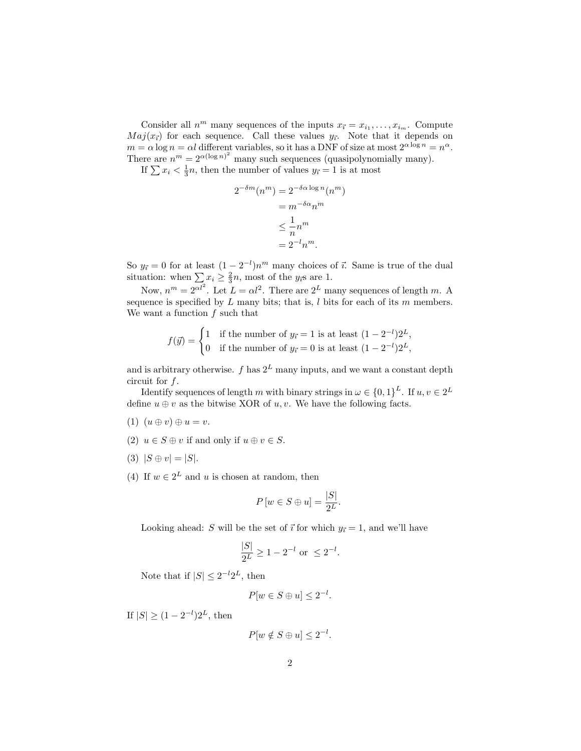Consider all $n^m$ many sequences of the inputs $x_{\vec{\imath}} = x_{i_1}, \ldots, x_{i_m}$. Compute $Maj(x_{\vec{\imath}})$ for each sequence. Call these values $y_{\vec{\imath}}$. Note that it depends on $m = \alpha \log n = \alpha l$ different variables, so it has a DNF of size at most $2^{\alpha \log n} = n^\alpha$. There are $n^m = 2^{\alpha (\log n)^2}$ many such sequences (quasipolynomially many).

If $\sum x_i < \frac{1}{3}n$, then the number of values $y_{\vec{\imath}} = 1$ is at most

$$
\begin{aligned}
2^{-\delta m}(n^m) &= 2^{-\delta \alpha \log n}(n^m) \\
&= m^{-\delta \alpha} n^m \\
&\le \frac{1}{n} n^m \\
&= 2^{-l} n^m.
\end{aligned}
$$

So $y_{\vec{\imath}} = 0$ for at least $(1 - 2^{-l})n^m$ many choices of $\vec{\imath}$. Same is true of the dual situation: when $\sum x_i \ge \frac{2}{3}n$, most of the $y_{\vec{\imath}}$s are 1.

Now, $n^m = 2^{\alpha l^2}$. Let $L = \alpha l^2$. There are $2^L$ many sequences of length $m$. A sequence is specified by $L$ many bits; that is, $l$ bits for each of its $m$ members. We want a function $f$ such that

$$
f(\vec{y}) = \begin{cases} 1 & \text{if the number of } y_{\vec{\imath}} = 1 \text{ is at least } (1 - 2^{-l})2^L, \\ 0 & \text{if the number of } y_{\vec{\imath}} = 0 \text{ is at least } (1 - 2^{-l})2^L, \end{cases}
$$

and is arbitrary otherwise. $f$ has $2^L$ many inputs, and we want a constant depth circuit for $f$.

Identify sequences of length $m$ with binary strings in $\omega \in \{0,1\}^L$. If $u, v \in 2^L$ define $u \oplus v$ as the bitwise XOR of $u, v$. We have the following facts.

(1) $(u \oplus v) \oplus u = v$.

(2) $u \in S \oplus v$ if and only if $u \oplus v \in S$.

(3) $|S \oplus v| = |S|$.

(4) If $w \in 2^L$ and $u$ is chosen at random, then

$$
P\left[w \in S \oplus u\right] = \frac{|S|}{2^L}.
$$

Looking ahead: $S$ will be the set of $\vec{\imath}$ for which $y_{\vec{\imath}} = 1$, and we'll have

$$
\frac{|S|}{2^L} \ge 1 - 2^{-l} \text{ or } \le 2^{-l}.
$$

Note that if $|S| \le 2^{-l}2^L$, then

$$
P[w \in S \oplus u] \le 2^{-l}.
$$

If $|S| \ge (1 - 2^{-l})2^L$, then

$$
P[w \notin S \oplus u] \le 2^{-l}.
$$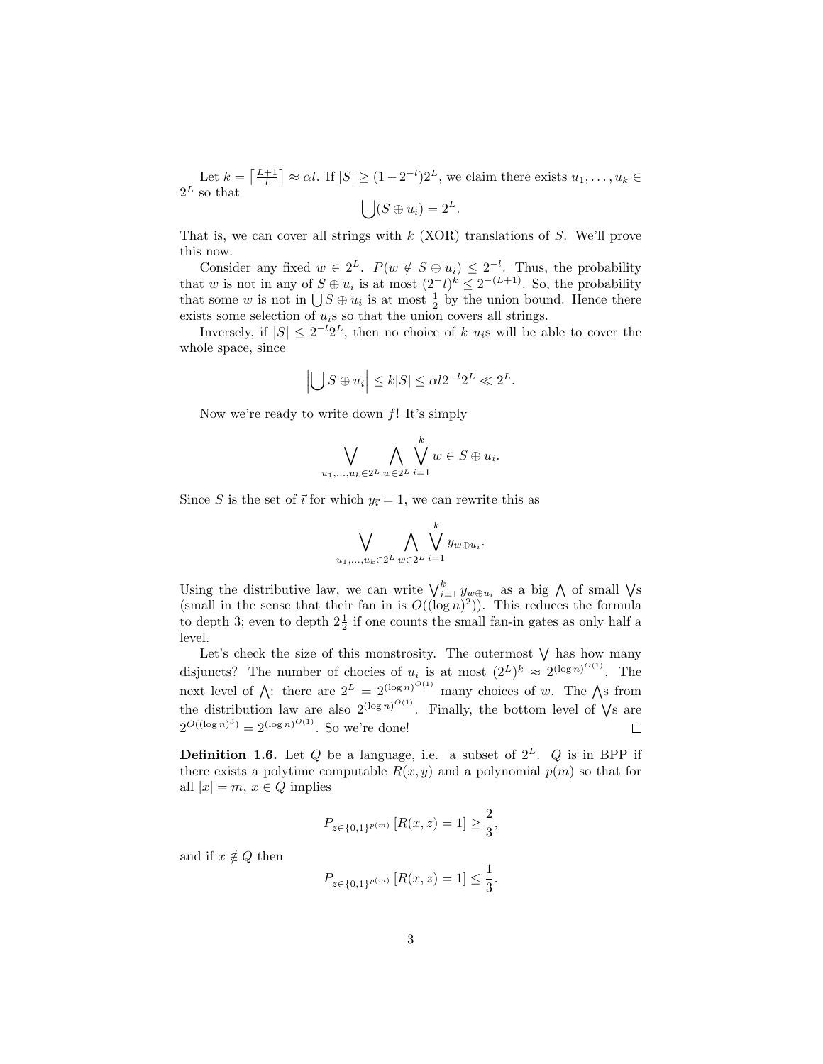Let $k = \lceil \frac{L+1}{l} \rceil \approx \alpha l$. If $|S| \geq (1 - 2^{-l})2^L$, we claim there exists $u_1, \ldots, u_k \in 2^L$ so that

$$\bigcup (S \oplus u_i) = 2^L.$$

That is, we can cover all strings with $k$ (XOR) translations of $S$. We'll prove this now.

Consider any fixed $w \in 2^L$. $P(w \notin S \oplus u_i) \leq 2^{-l}$. Thus, the probability that $w$ is not in any of $S \oplus u_i$ is at most $(2^{-l}l)^k \leq 2^{-(L+1)}$. So, the probability that some $w$ is not in $\bigcup S \oplus u_i$ is at most $\frac{1}{2}$ by the union bound. Hence there exists some selection of $u_i$s so that the union covers all strings.

Inversely, if $|S| \leq 2^{-l}2^L$, then no choice of $k$ $u_i$s will be able to cover the whole space, since

$$\left| \bigcup S \oplus u_i \right| \leq k|S| \leq \alpha l 2^{-l} 2^L \ll 2^L.$$

Now we're ready to write down $f$! It's simply

$$\bigvee_{u_1, \ldots, u_k \in 2^L} \bigwedge_{w \in 2^L} \bigvee_{i=1}^{k} w \in S \oplus u_i.$$

Since $S$ is the set of $\vec{\imath}$ for which $y_{\vec{\imath}} = 1$, we can rewrite this as

$$\bigvee_{u_1, \ldots, u_k \in 2^L} \bigwedge_{w \in 2^L} \bigvee_{i=1}^{k} y_{w \oplus u_i}.$$

Using the distributive law, we can write $\bigvee_{i=1}^{k} y_{w \oplus u_i}$ as a big $\bigwedge$ of small $\bigvee$s (small in the sense that their fan in is $O((\log n)^2)$). This reduces the formula to depth 3; even to depth $2\frac{1}{2}$ if one counts the small fan-in gates as only half a level.

Let's check the size of this monstrosity. The outermost $\bigvee$ has how many disjuncts? The number of chocies of $u_i$ is at most $(2^L)^k \approx 2^{(\log n)^{O(1)}}$. The next level of $\bigwedge$: there are $2^L = 2^{(\log n)^{O(1)}}$ many choices of $w$. The $\bigwedge$s from the distribution law are also $2^{(\log n)^{O(1)}}$. Finally, the bottom level of $\bigvee$s are $2^{O((\log n)^3)} = 2^{(\log n)^{O(1)}}$. So we're done! □

**Definition 1.6.** Let $Q$ be a language, i.e. a subset of $2^L$. $Q$ is in BPP if there exists a polytime computable $R(x, y)$ and a polynomial $p(m)$ so that for all $|x| = m$, $x \in Q$ implies

$$P_{z \in \{0,1\}^{p(m)}} [R(x, z) = 1] \geq \frac{2}{3},$$

and if $x \notin Q$ then

$$P_{z \in \{0,1\}^{p(m)}} [R(x, z) = 1] \leq \frac{1}{3}.$$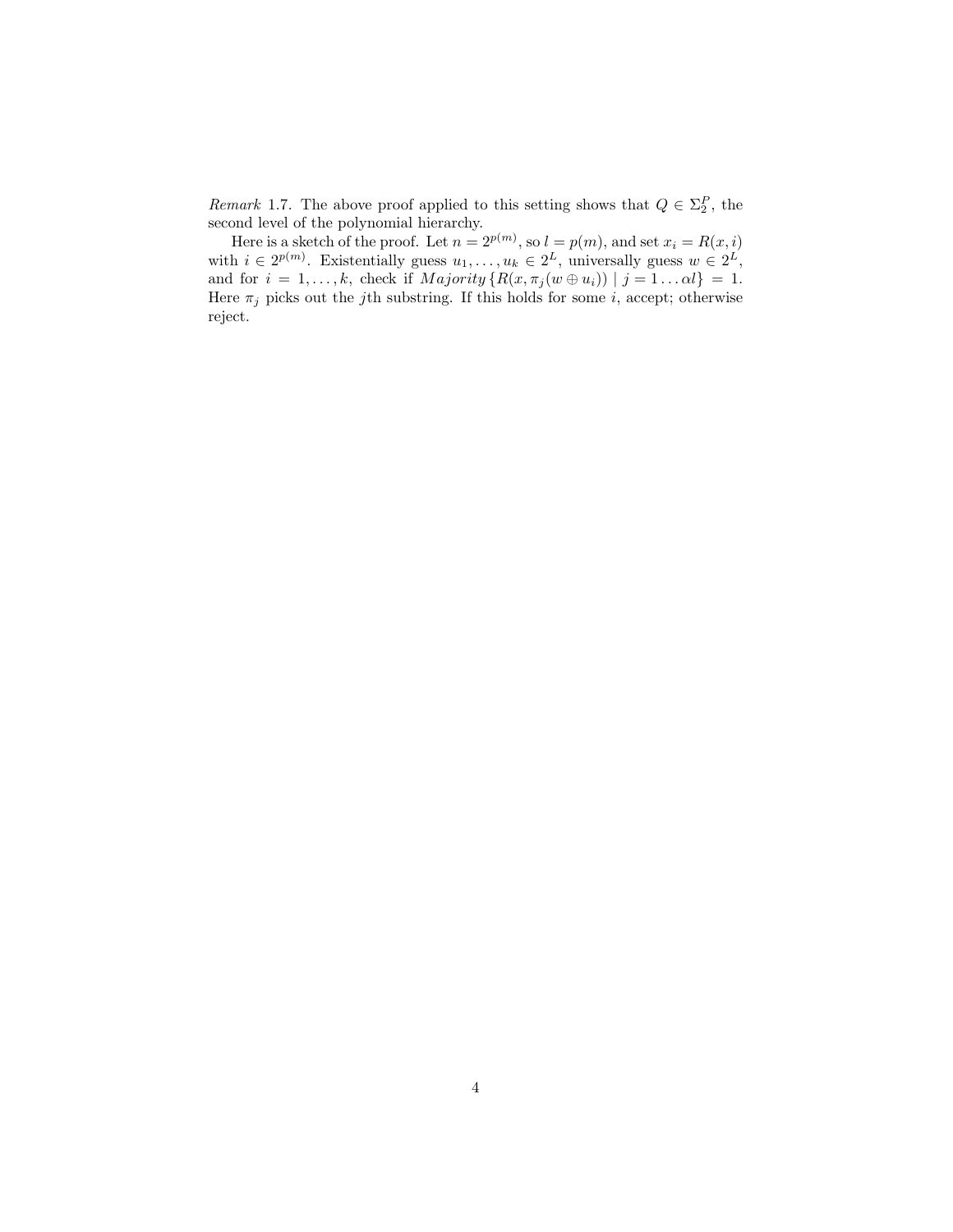*Remark* 1.7. The above proof applied to this setting shows that $Q \in \Sigma_2^P$, the second level of the polynomial hierarchy.

Here is a sketch of the proof. Let $n = 2^{p(m)}$, so $l = p(m)$, and set $x_i = R(x, i)$ with $i \in 2^{p(m)}$. Existentially guess $u_1, \ldots, u_k \in 2^L$, universally guess $w \in 2^L$, and for $i = 1, \ldots, k$, check if $Majority\{R(x, \pi_j(w \oplus u_i)) \mid j = 1 \ldots \alpha l\} = 1$. Here $\pi_j$ picks out the $j$th substring. If this holds for some $i$, accept; otherwise reject.